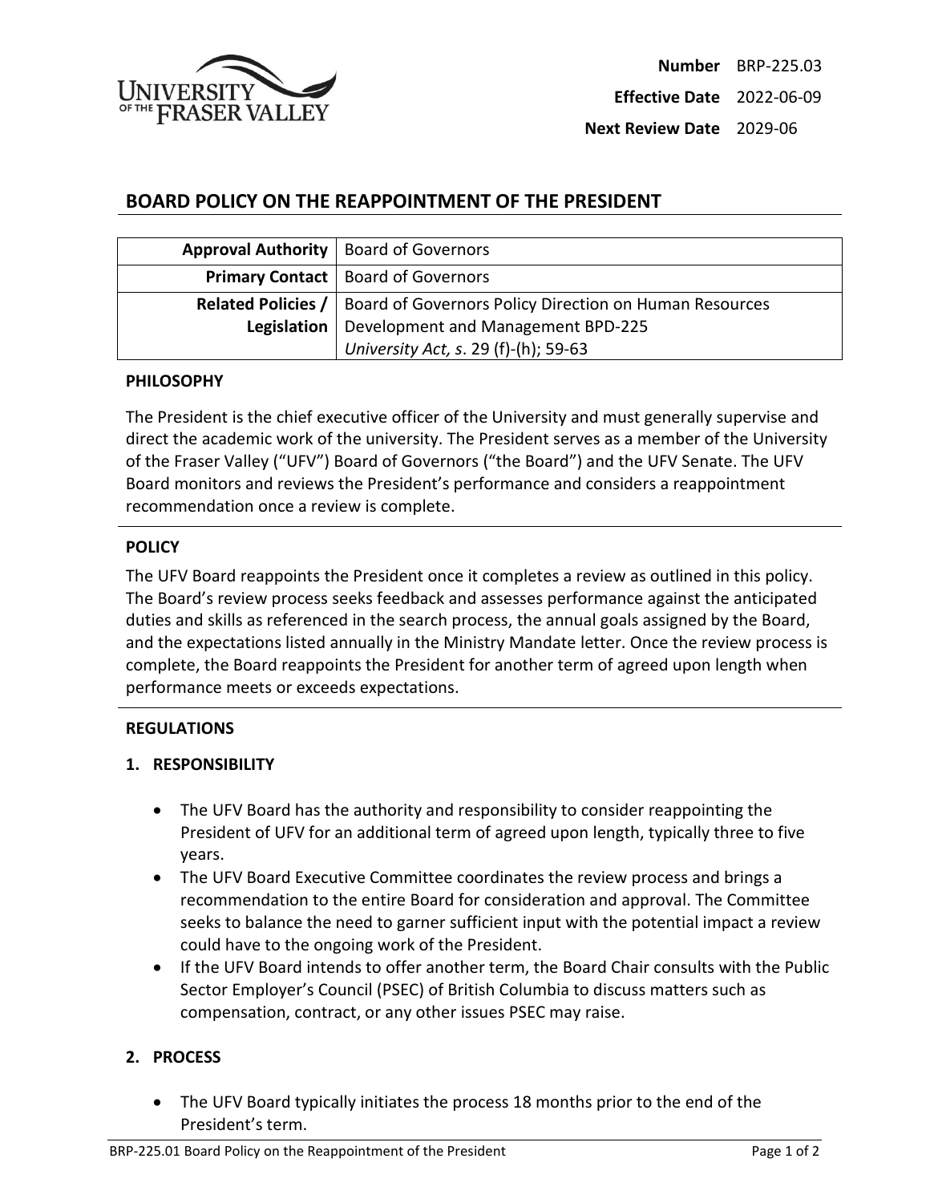| | |
|---|---|
| **Number** | BRP-225.03 |
| **Effective Date** | 2022-06-09 |
| **Next Review Date** | 2029-06 |

# BOARD POLICY ON THE REAPPOINTMENT OF THE PRESIDENT

| | |
|---|---|
| **Approval Authority** | Board of Governors |
| **Primary Contact** | Board of Governors |
| **Related Policies / Legislation** | Board of Governors Policy Direction on Human Resources Development and Management BPD-225<br>*University Act, s*. 29 (f)-(h); 59-63 |

## PHILOSOPHY

The President is the chief executive officer of the University and must generally supervise and direct the academic work of the university. The President serves as a member of the University of the Fraser Valley ("UFV") Board of Governors ("the Board") and the UFV Senate. The UFV Board monitors and reviews the President's performance and considers a reappointment recommendation once a review is complete.

## POLICY

The UFV Board reappoints the President once it completes a review as outlined in this policy. The Board's review process seeks feedback and assesses performance against the anticipated duties and skills as referenced in the search process, the annual goals assigned by the Board, and the expectations listed annually in the Ministry Mandate letter. Once the review process is complete, the Board reappoints the President for another term of agreed upon length when performance meets or exceeds expectations.

## REGULATIONS

### 1. RESPONSIBILITY

- The UFV Board has the authority and responsibility to consider reappointing the President of UFV for an additional term of agreed upon length, typically three to five years.
- The UFV Board Executive Committee coordinates the review process and brings a recommendation to the entire Board for consideration and approval. The Committee seeks to balance the need to garner sufficient input with the potential impact a review could have to the ongoing work of the President.
- If the UFV Board intends to offer another term, the Board Chair consults with the Public Sector Employer's Council (PSEC) of British Columbia to discuss matters such as compensation, contract, or any other issues PSEC may raise.

### 2. PROCESS

- The UFV Board typically initiates the process 18 months prior to the end of the President's term.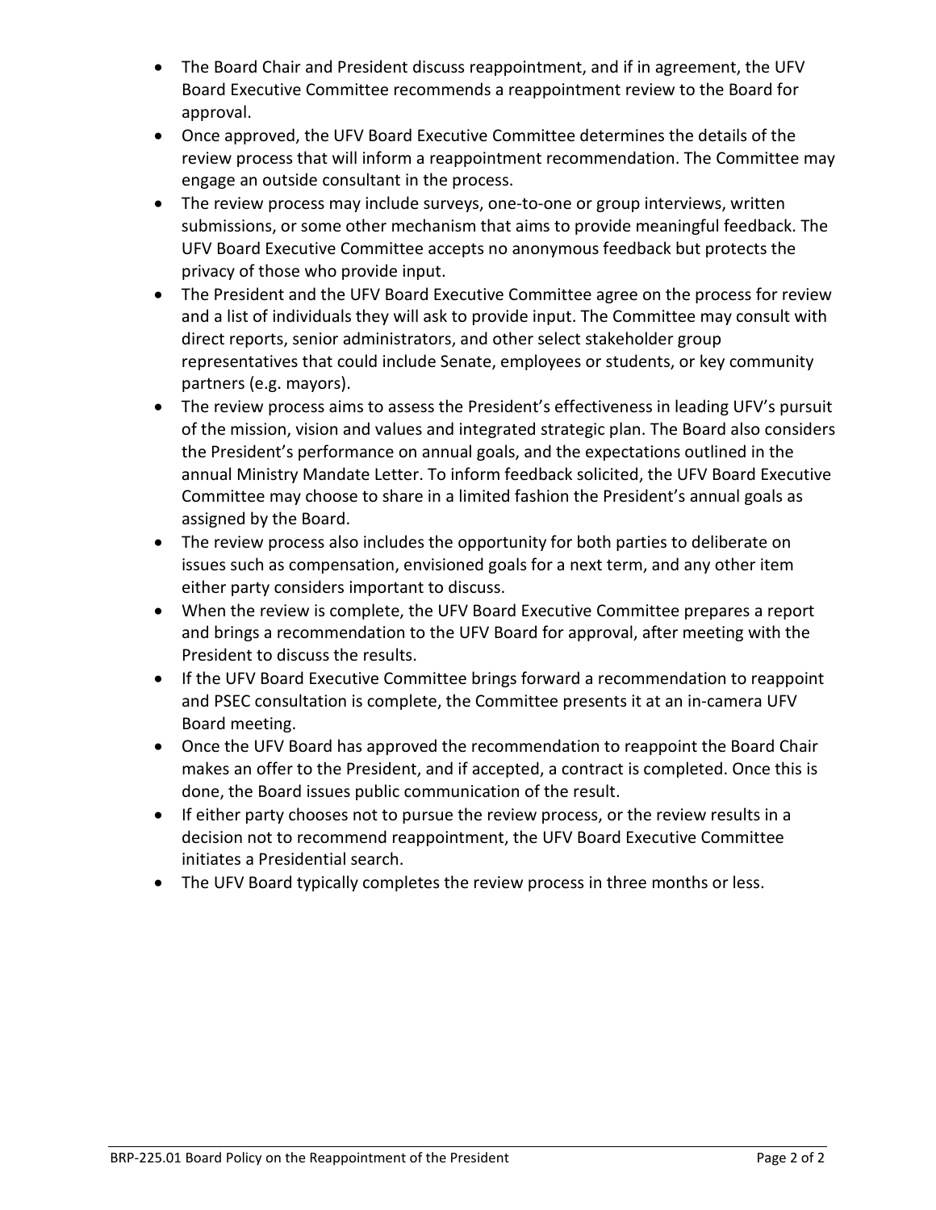- The Board Chair and President discuss reappointment, and if in agreement, the UFV Board Executive Committee recommends a reappointment review to the Board for approval.
- Once approved, the UFV Board Executive Committee determines the details of the review process that will inform a reappointment recommendation. The Committee may engage an outside consultant in the process.
- The review process may include surveys, one-to-one or group interviews, written submissions, or some other mechanism that aims to provide meaningful feedback. The UFV Board Executive Committee accepts no anonymous feedback but protects the privacy of those who provide input.
- The President and the UFV Board Executive Committee agree on the process for review and a list of individuals they will ask to provide input. The Committee may consult with direct reports, senior administrators, and other select stakeholder group representatives that could include Senate, employees or students, or key community partners (e.g. mayors).
- The review process aims to assess the President's effectiveness in leading UFV's pursuit of the mission, vision and values and integrated strategic plan. The Board also considers the President's performance on annual goals, and the expectations outlined in the annual Ministry Mandate Letter. To inform feedback solicited, the UFV Board Executive Committee may choose to share in a limited fashion the President's annual goals as assigned by the Board.
- The review process also includes the opportunity for both parties to deliberate on issues such as compensation, envisioned goals for a next term, and any other item either party considers important to discuss.
- When the review is complete, the UFV Board Executive Committee prepares a report and brings a recommendation to the UFV Board for approval, after meeting with the President to discuss the results.
- If the UFV Board Executive Committee brings forward a recommendation to reappoint and PSEC consultation is complete, the Committee presents it at an in-camera UFV Board meeting.
- Once the UFV Board has approved the recommendation to reappoint the Board Chair makes an offer to the President, and if accepted, a contract is completed. Once this is done, the Board issues public communication of the result.
- If either party chooses not to pursue the review process, or the review results in a decision not to recommend reappointment, the UFV Board Executive Committee initiates a Presidential search.
- The UFV Board typically completes the review process in three months or less.